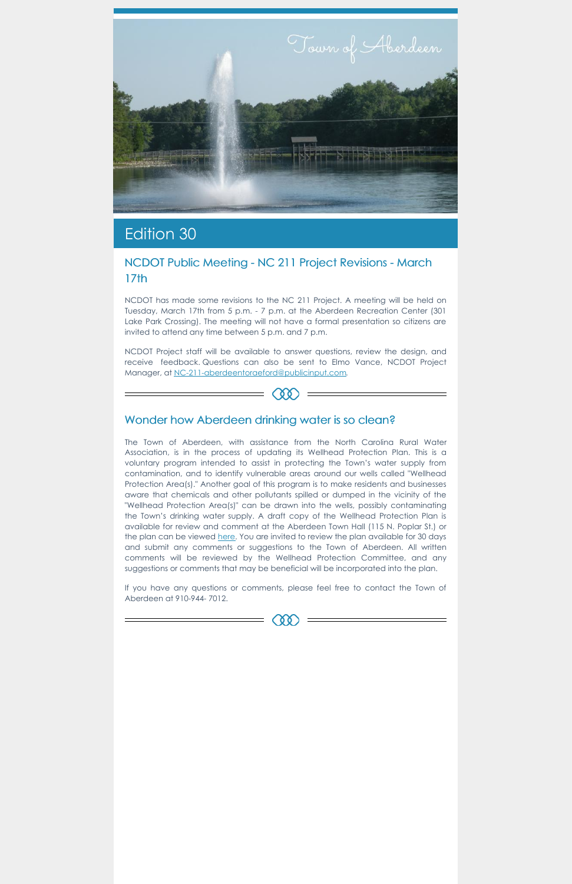# Edition 30

## NCDOT Public Meeting - NC 211 Project Revisions - March 17th

NCDOT has made some revisions to the NC 211 Project. A meeting will be held on Tuesday, March 17th from 5 p.m. - 7 p.m. at the Aberdeen Recreation Center (301 Lake Park Crossing). The meeting will not have a formal presentation so citizens are invited to attend any time between 5 p.m. and 7 p.m.

NCDOT Project staff will be available to answer questions, review the design, and receive feedback. Questions can also be sent to Elmo Vance, NCDOT Project Manager, at NC-211-aberdeentoraeford@publicinput.com.

## Wonder how Aberdeen drinking water is so clean?

The Town of Aberdeen, with assistance from the North Carolina Rural Water Association, is in the process of updating its Wellhead Protection Plan. This is a voluntary program intended to assist in protecting the Town's water supply from contamination, and to identify vulnerable areas around our wells called "Wellhead Protection Area(s)." Another goal of this program is to make residents and businesses aware that chemicals and other pollutants spilled or dumped in the vicinity of the "Wellhead Protection Area(s)" can be drawn into the wells, possibly contaminating the Town's drinking water supply. A draft copy of the Wellhead Protection Plan is available for review and comment at the Aberdeen Town Hall (115 N. Poplar St.) or the plan can be viewed here. You are invited to review the plan available for 30 days and submit any comments or suggestions to the Town of Aberdeen. All written comments will be reviewed by the Wellhead Protection Committee, and any suggestions or comments that may be beneficial will be incorporated into the plan.

If you have any questions or comments, please feel free to contact the Town of Aberdeen at 910-944- 7012.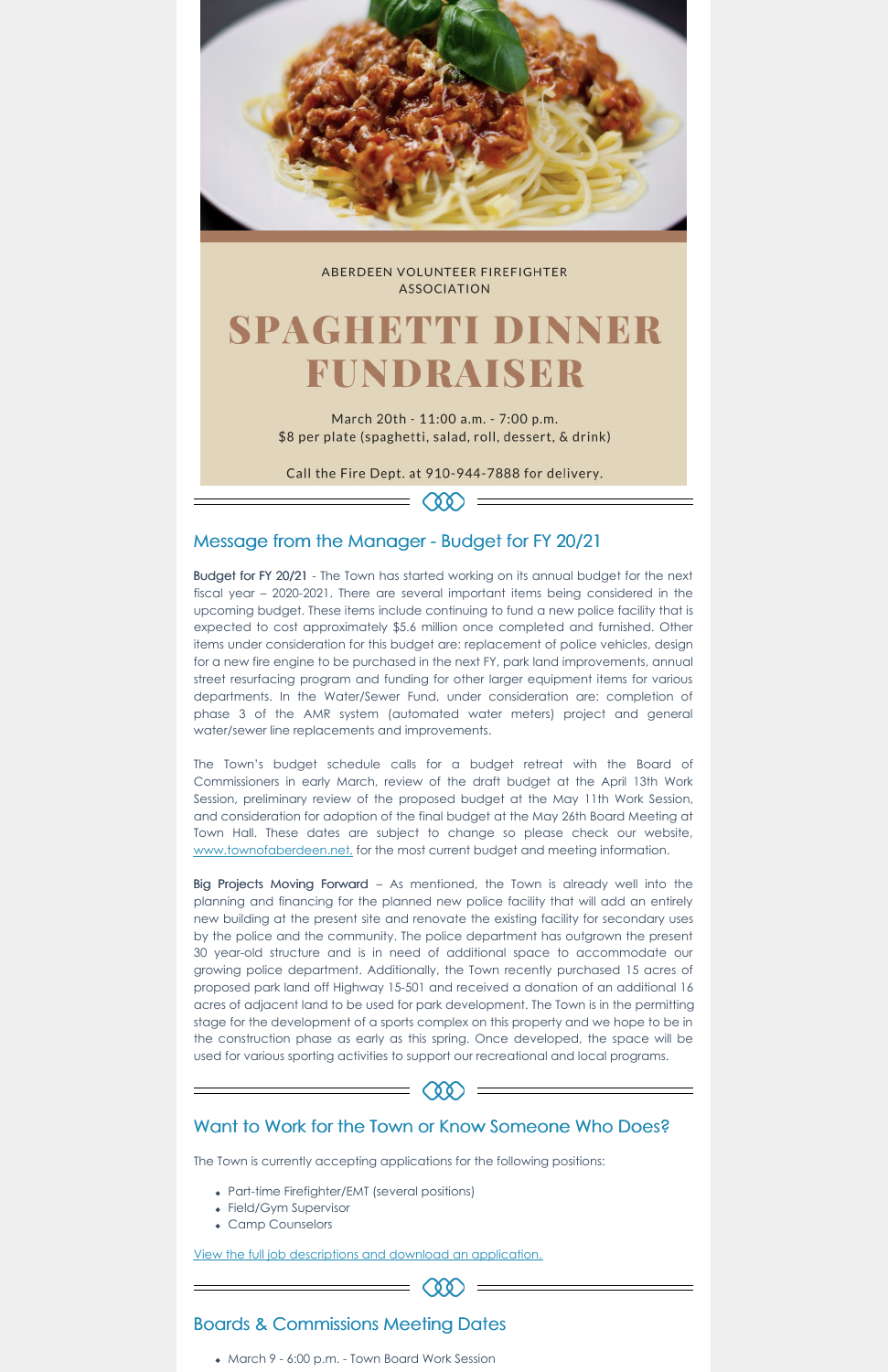ABERDEEN VOLUNTEER FIREFIGHTER ASSOCIATION

# SPAGHETTI DINNER FUNDRAISER

March 20th - 11:00 a.m. - 7:00 p.m.
$8 per plate (spaghetti, salad, roll, dessert, & drink)

Call the Fire Dept. at 910-944-7888 for delivery.

## Message from the Manager - Budget for FY 20/21

**Budget for FY 20/21** - The Town has started working on its annual budget for the next fiscal year – 2020-2021. There are several important items being considered in the upcoming budget. These items include continuing to fund a new police facility that is expected to cost approximately $5.6 million once completed and furnished. Other items under consideration for this budget are: replacement of police vehicles, design for a new fire engine to be purchased in the next FY, park land improvements, annual street resurfacing program and funding for other larger equipment items for various departments. In the Water/Sewer Fund, under consideration are: completion of phase 3 of the AMR system (automated water meters) project and general water/sewer line replacements and improvements.

The Town's budget schedule calls for a budget retreat with the Board of Commissioners in early March, review of the draft budget at the April 13th Work Session, preliminary review of the proposed budget at the May 11th Work Session, and consideration for adoption of the final budget at the May 26th Board Meeting at Town Hall. These dates are subject to change so please check our website, www.townofaberdeen.net, for the most current budget and meeting information.

**Big Projects Moving Forward** – As mentioned, the Town is already well into the planning and financing for the planned new police facility that will add an entirely new building at the present site and renovate the existing facility for secondary uses by the police and the community. The police department has outgrown the present 30 year-old structure and is in need of additional space to accommodate our growing police department. Additionally, the Town recently purchased 15 acres of proposed park land off Highway 15-501 and received a donation of an additional 16 acres of adjacent land to be used for park development. The Town is in the permitting stage for the development of a sports complex on this property and we hope to be in the construction phase as early as this spring. Once developed, the space will be used for various sporting activities to support our recreational and local programs.

## Want to Work for the Town or Know Someone Who Does?

The Town is currently accepting applications for the following positions:

- Part-time Firefighter/EMT (several positions)
- Field/Gym Supervisor
- Camp Counselors

View the full job descriptions and download an application.

## Boards & Commissions Meeting Dates

- March 9 - 6:00 p.m. - Town Board Work Session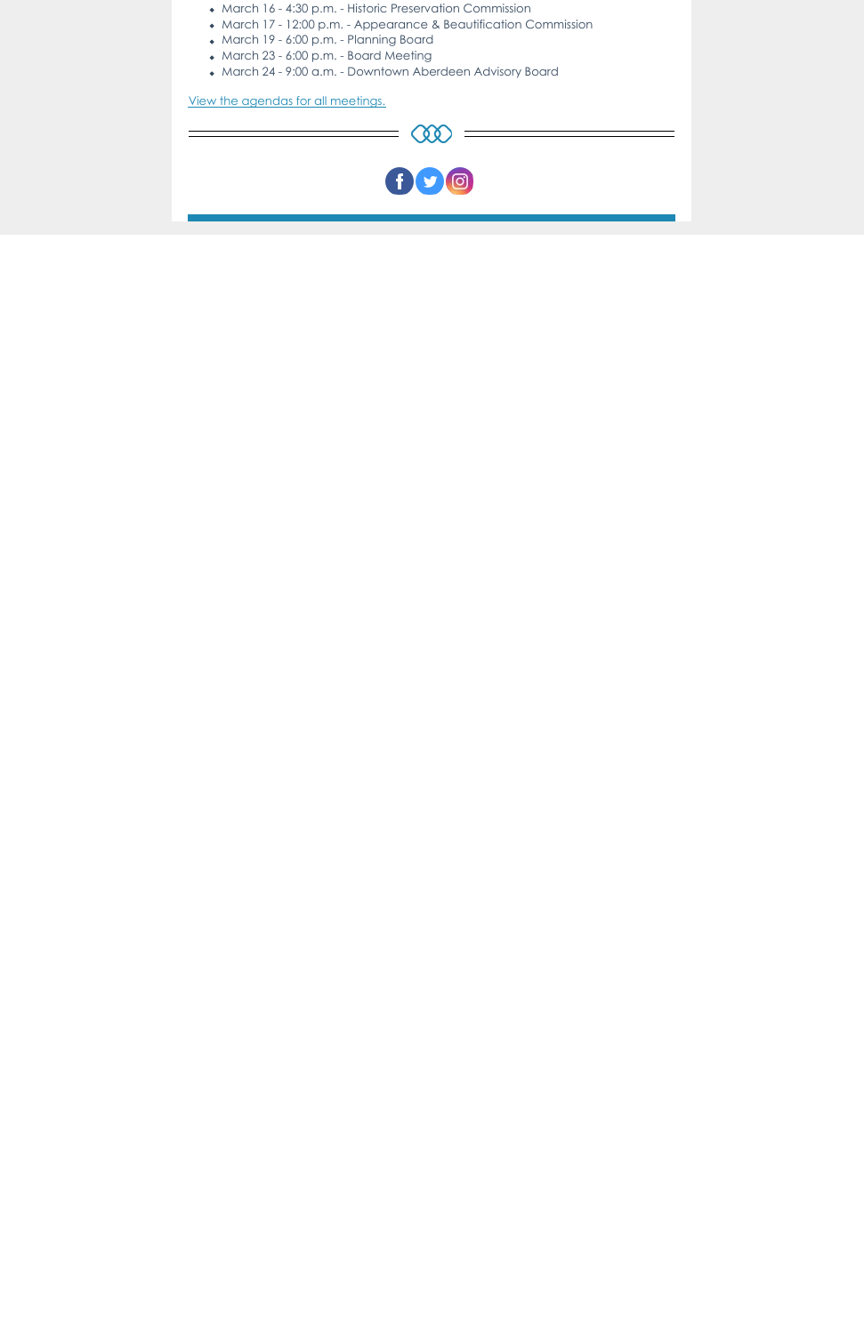- March 16 - 4:30 p.m. - Historic Preservation Commission
- March 17 - 12:00 p.m. - Appearance & Beautification Commission
- March 19 - 6:00 p.m. - Planning Board
- March 23 - 6:00 p.m. - Board Meeting
- March 24 - 9:00 a.m. - Downtown Aberdeen Advisory Board

View the agendas for all meetings.